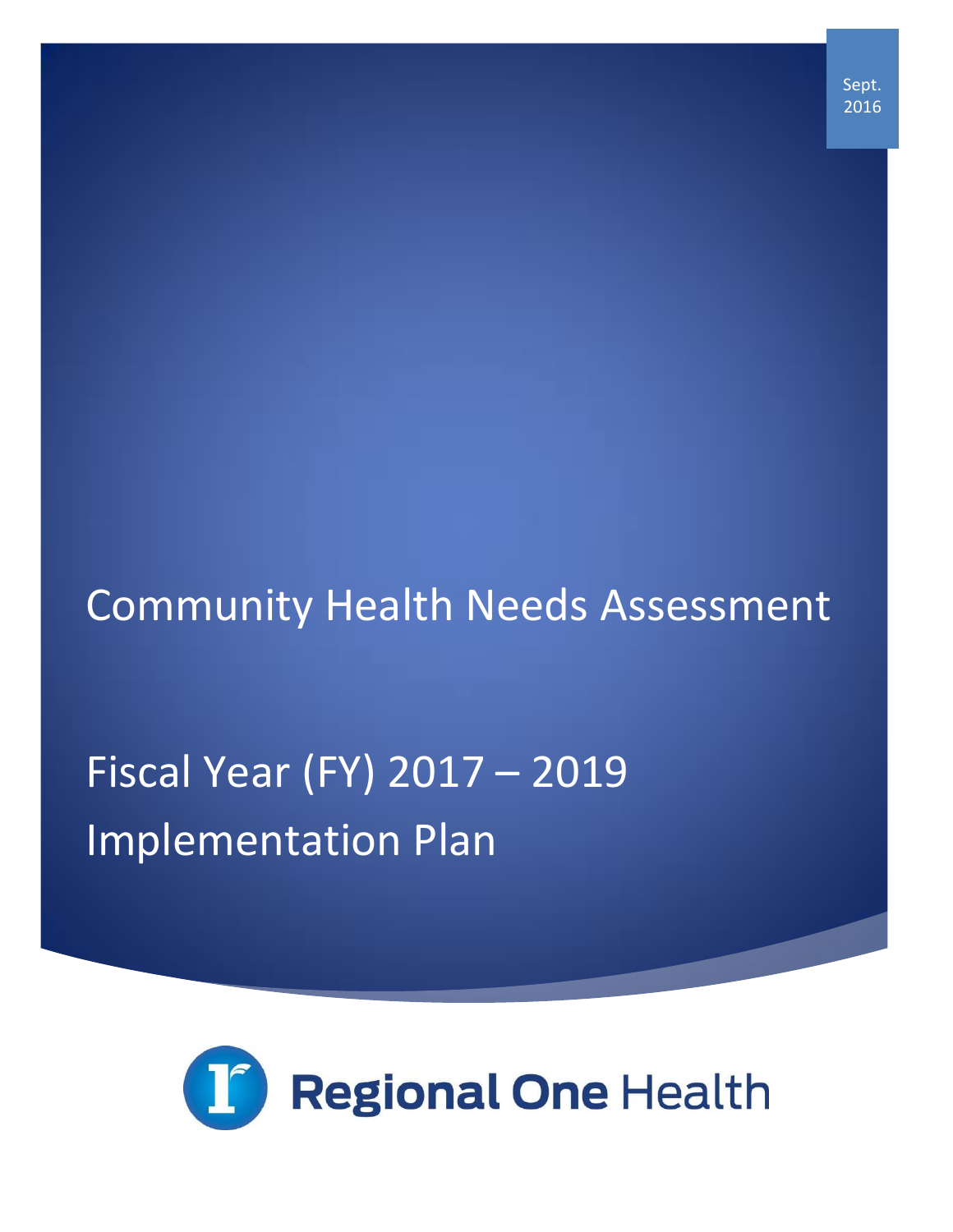Sept. 2016

# Community Health Needs Assessment

# Fiscal Year (FY) 2017 – 2019 Implementation Plan

Regional One Health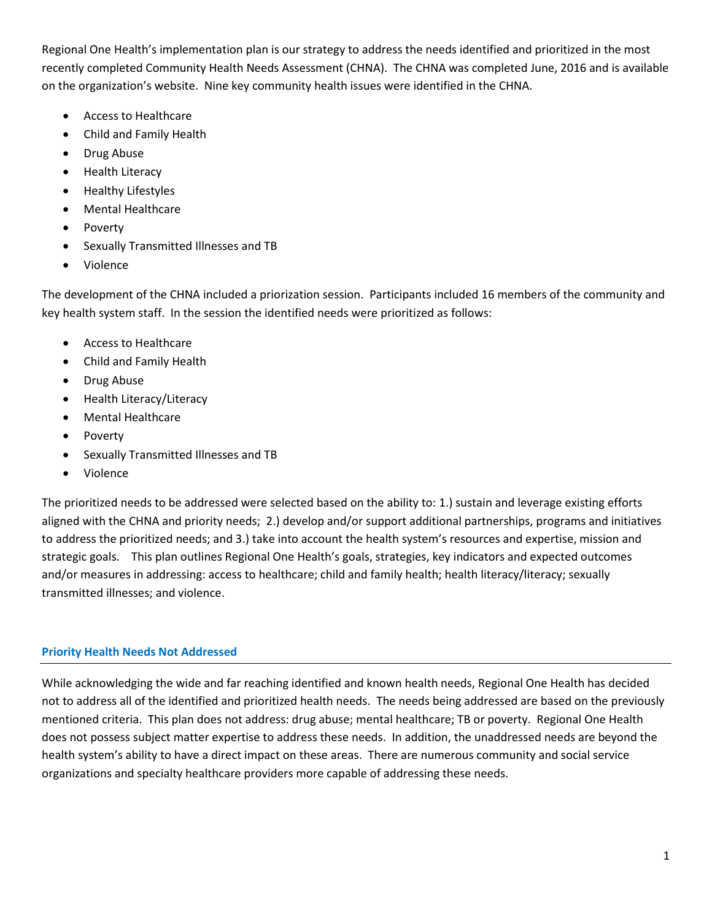Regional One Health's implementation plan is our strategy to address the needs identified and prioritized in the most recently completed Community Health Needs Assessment (CHNA). The CHNA was completed June, 2016 and is available on the organization's website. Nine key community health issues were identified in the CHNA.

- Access to Healthcare
- Child and Family Health
- Drug Abuse
- Health Literacy
- Healthy Lifestyles
- Mental Healthcare
- Poverty
- Sexually Transmitted Illnesses and TB
- Violence

The development of the CHNA included a priorization session. Participants included 16 members of the community and key health system staff. In the session the identified needs were prioritized as follows:

- Access to Healthcare
- Child and Family Health
- Drug Abuse
- Health Literacy/Literacy
- Mental Healthcare
- Poverty
- Sexually Transmitted Illnesses and TB
- Violence

The prioritized needs to be addressed were selected based on the ability to: 1.) sustain and leverage existing efforts aligned with the CHNA and priority needs; 2.) develop and/or support additional partnerships, programs and initiatives to address the prioritized needs; and 3.) take into account the health system's resources and expertise, mission and strategic goals. This plan outlines Regional One Health's goals, strategies, key indicators and expected outcomes and/or measures in addressing: access to healthcare; child and family health; health literacy/literacy; sexually transmitted illnesses; and violence.

## Priority Health Needs Not Addressed

While acknowledging the wide and far reaching identified and known health needs, Regional One Health has decided not to address all of the identified and prioritized health needs. The needs being addressed are based on the previously mentioned criteria. This plan does not address: drug abuse; mental healthcare; TB or poverty. Regional One Health does not possess subject matter expertise to address these needs. In addition, the unaddressed needs are beyond the health system's ability to have a direct impact on these areas. There are numerous community and social service organizations and specialty healthcare providers more capable of addressing these needs.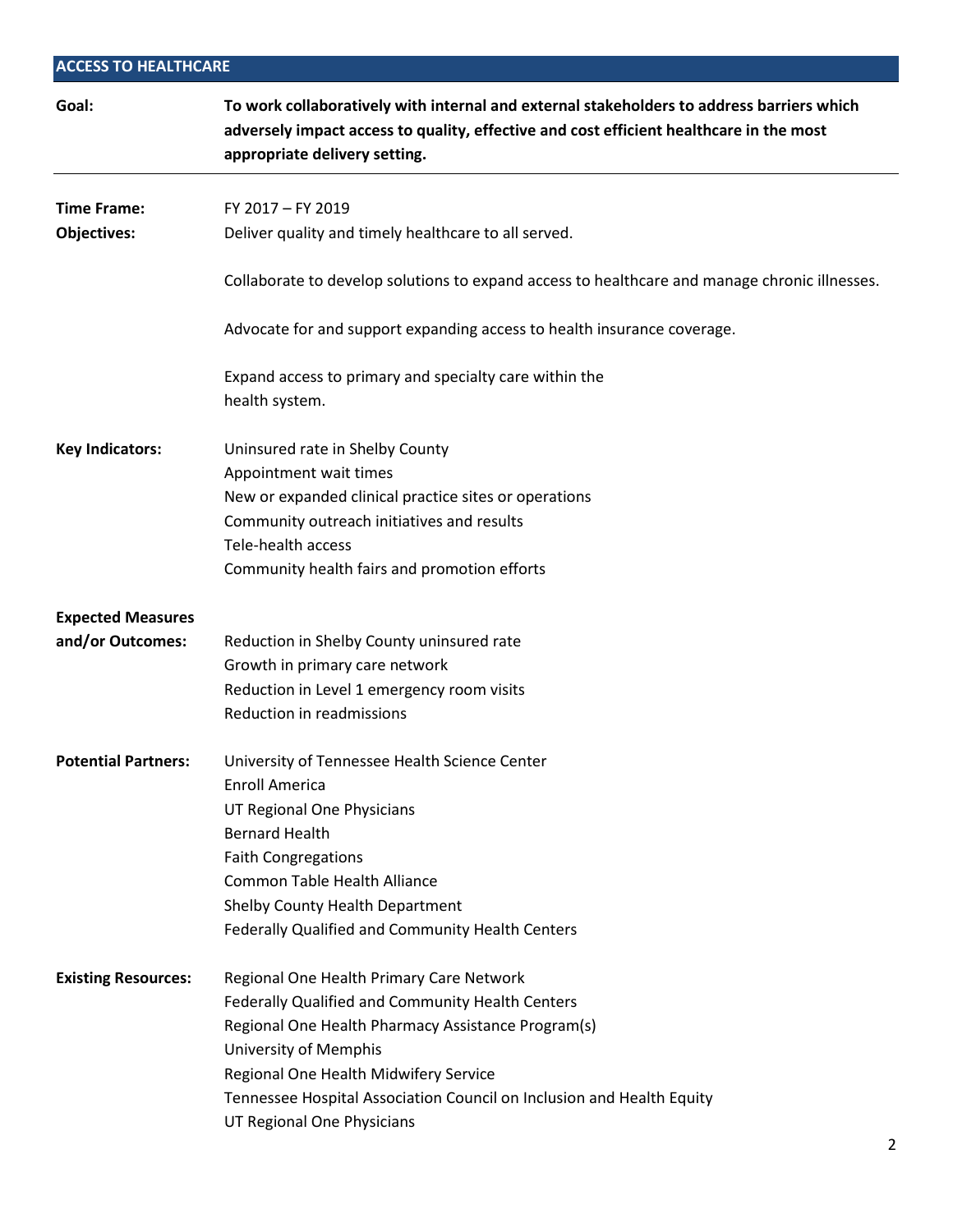## ACCESS TO HEALTHCARE

**Goal:** **To work collaboratively with internal and external stakeholders to address barriers which adversely impact access to quality, effective and cost efficient healthcare in the most appropriate delivery setting.**

---

**Time Frame:** FY 2017 – FY 2019

**Objectives:**

Deliver quality and timely healthcare to all served.

Collaborate to develop solutions to expand access to healthcare and manage chronic illnesses.

Advocate for and support expanding access to health insurance coverage.

Expand access to primary and specialty care within the health system.

**Key Indicators:**

- Uninsured rate in Shelby County
- Appointment wait times
- New or expanded clinical practice sites or operations
- Community outreach initiatives and results
- Tele-health access
- Community health fairs and promotion efforts

**Expected Measures and/or Outcomes:**

- Reduction in Shelby County uninsured rate
- Growth in primary care network
- Reduction in Level 1 emergency room visits
- Reduction in readmissions

**Potential Partners:**

- University of Tennessee Health Science Center
- Enroll America
- UT Regional One Physicians
- Bernard Health
- Faith Congregations
- Common Table Health Alliance
- Shelby County Health Department
- Federally Qualified and Community Health Centers

**Existing Resources:**

- Regional One Health Primary Care Network
- Federally Qualified and Community Health Centers
- Regional One Health Pharmacy Assistance Program(s)
- University of Memphis
- Regional One Health Midwifery Service
- Tennessee Hospital Association Council on Inclusion and Health Equity
- UT Regional One Physicians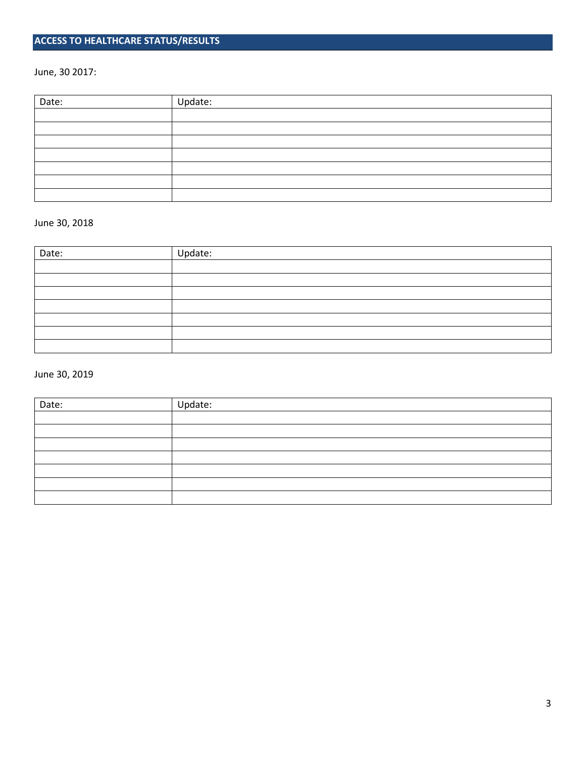## ACCESS TO HEALTHCARE STATUS/RESULTS

June, 30 2017:

| Date: | Update: |
| --- | --- |
| | |
| | |
| | |
| | |
| | |
| | |
| | |

June 30, 2018

| Date: | Update: |
| --- | --- |
| | |
| | |
| | |
| | |
| | |
| | |
| | |

June 30, 2019

| Date: | Update: |
| --- | --- |
| | |
| | |
| | |
| | |
| | |
| | |
| | |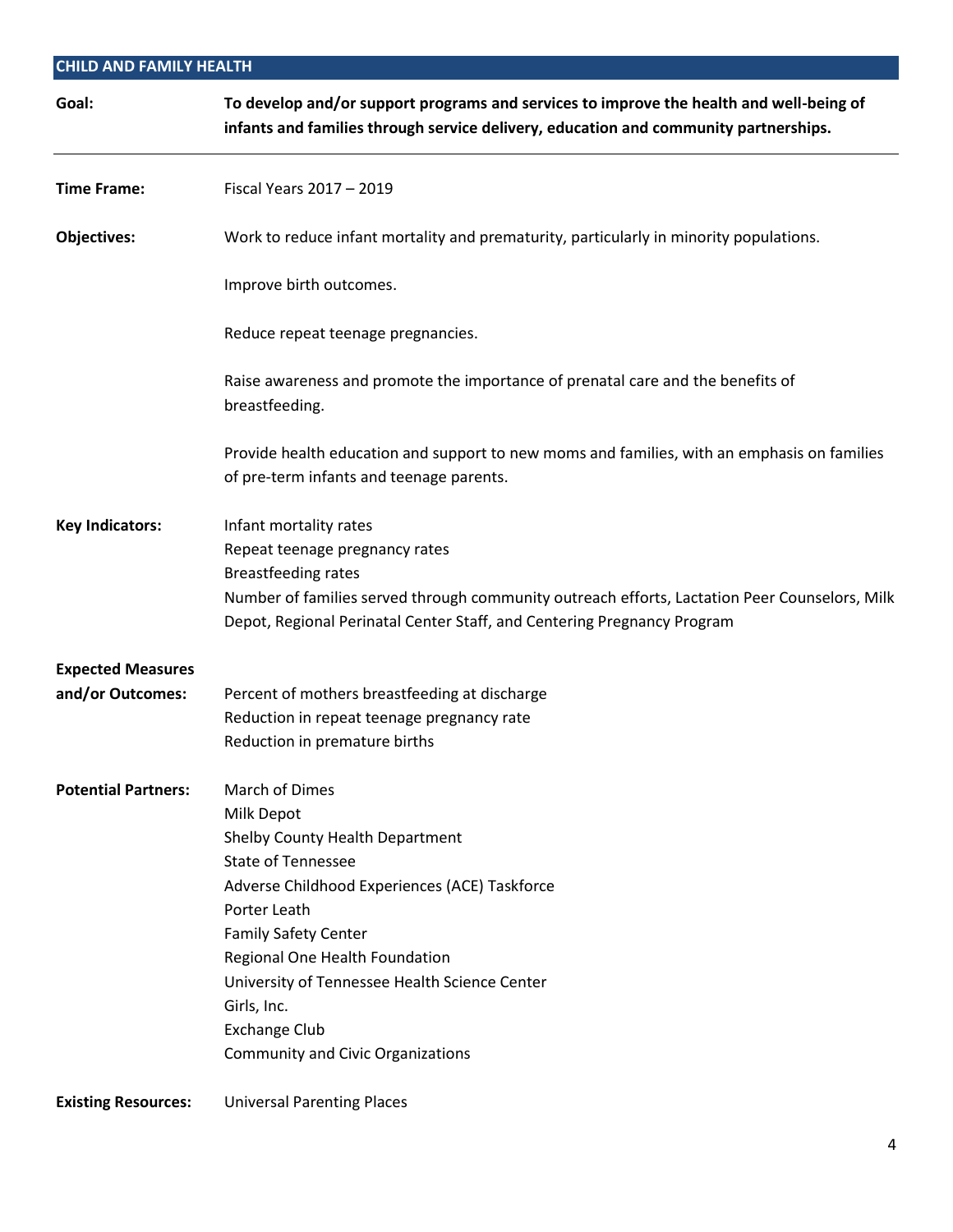## CHILD AND FAMILY HEALTH

**Goal:** **To develop and/or support programs and services to improve the health and well-being of infants and families through service delivery, education and community partnerships.**

---

**Time Frame:** Fiscal Years 2017 – 2019

**Objectives:**

Work to reduce infant mortality and prematurity, particularly in minority populations.

Improve birth outcomes.

Reduce repeat teenage pregnancies.

Raise awareness and promote the importance of prenatal care and the benefits of breastfeeding.

Provide health education and support to new moms and families, with an emphasis on families of pre-term infants and teenage parents.

**Key Indicators:**

Infant mortality rates
Repeat teenage pregnancy rates
Breastfeeding rates
Number of families served through community outreach efforts, Lactation Peer Counselors, Milk Depot, Regional Perinatal Center Staff, and Centering Pregnancy Program

**Expected Measures and/or Outcomes:**

Percent of mothers breastfeeding at discharge
Reduction in repeat teenage pregnancy rate
Reduction in premature births

**Potential Partners:**

March of Dimes
Milk Depot
Shelby County Health Department
State of Tennessee
Adverse Childhood Experiences (ACE) Taskforce
Porter Leath
Family Safety Center
Regional One Health Foundation
University of Tennessee Health Science Center
Girls, Inc.
Exchange Club
Community and Civic Organizations

**Existing Resources:** Universal Parenting Places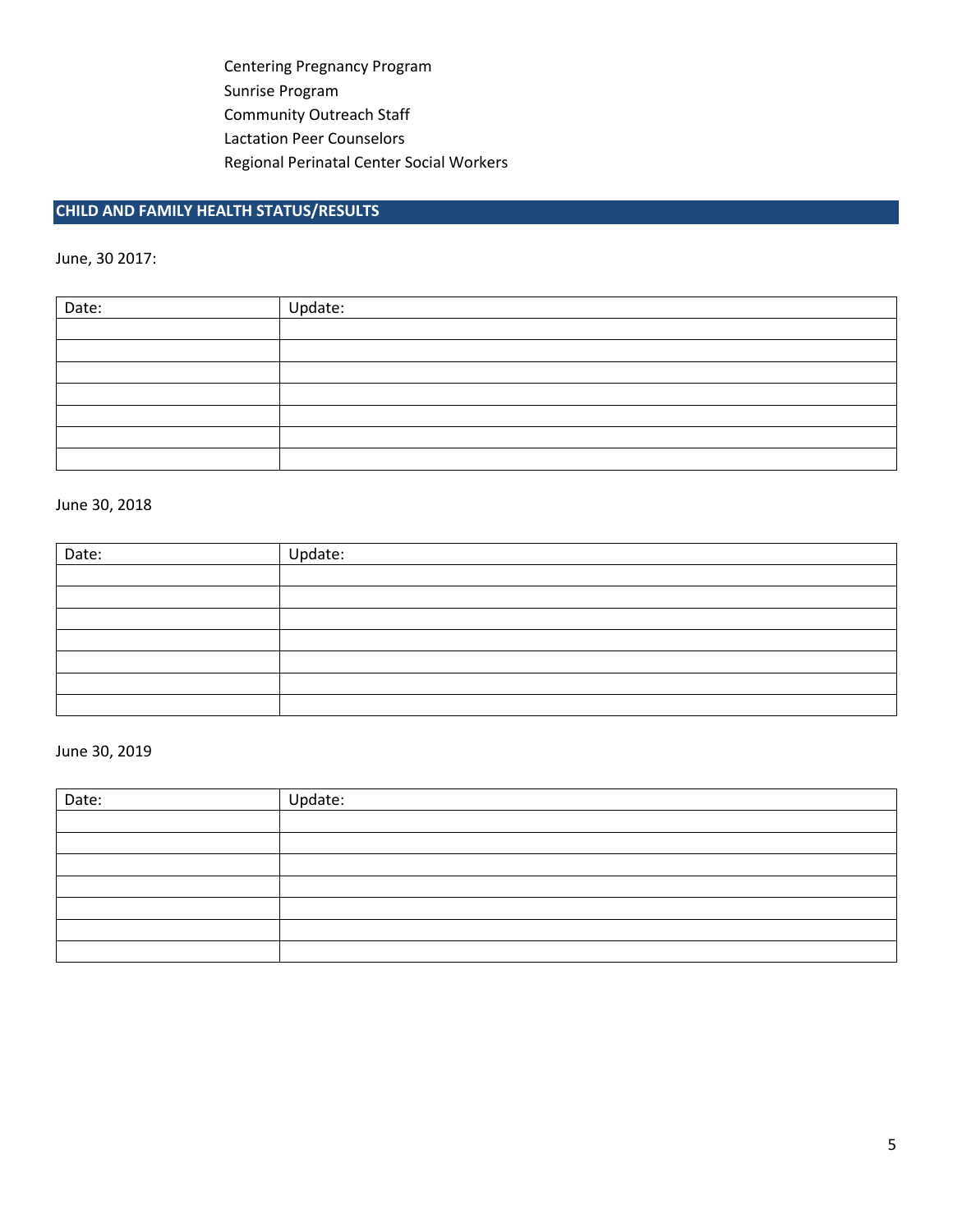Centering Pregnancy Program
Sunrise Program
Community Outreach Staff
Lactation Peer Counselors
Regional Perinatal Center Social Workers

## CHILD AND FAMILY HEALTH STATUS/RESULTS

June, 30 2017:

| Date: | Update: |
|---|---|
| | |
| | |
| | |
| | |
| | |
| | |
| | |

June 30, 2018

| Date: | Update: |
|---|---|
| | |
| | |
| | |
| | |
| | |
| | |
| | |

June 30, 2019

| Date: | Update: |
|---|---|
| | |
| | |
| | |
| | |
| | |
| | |
| | |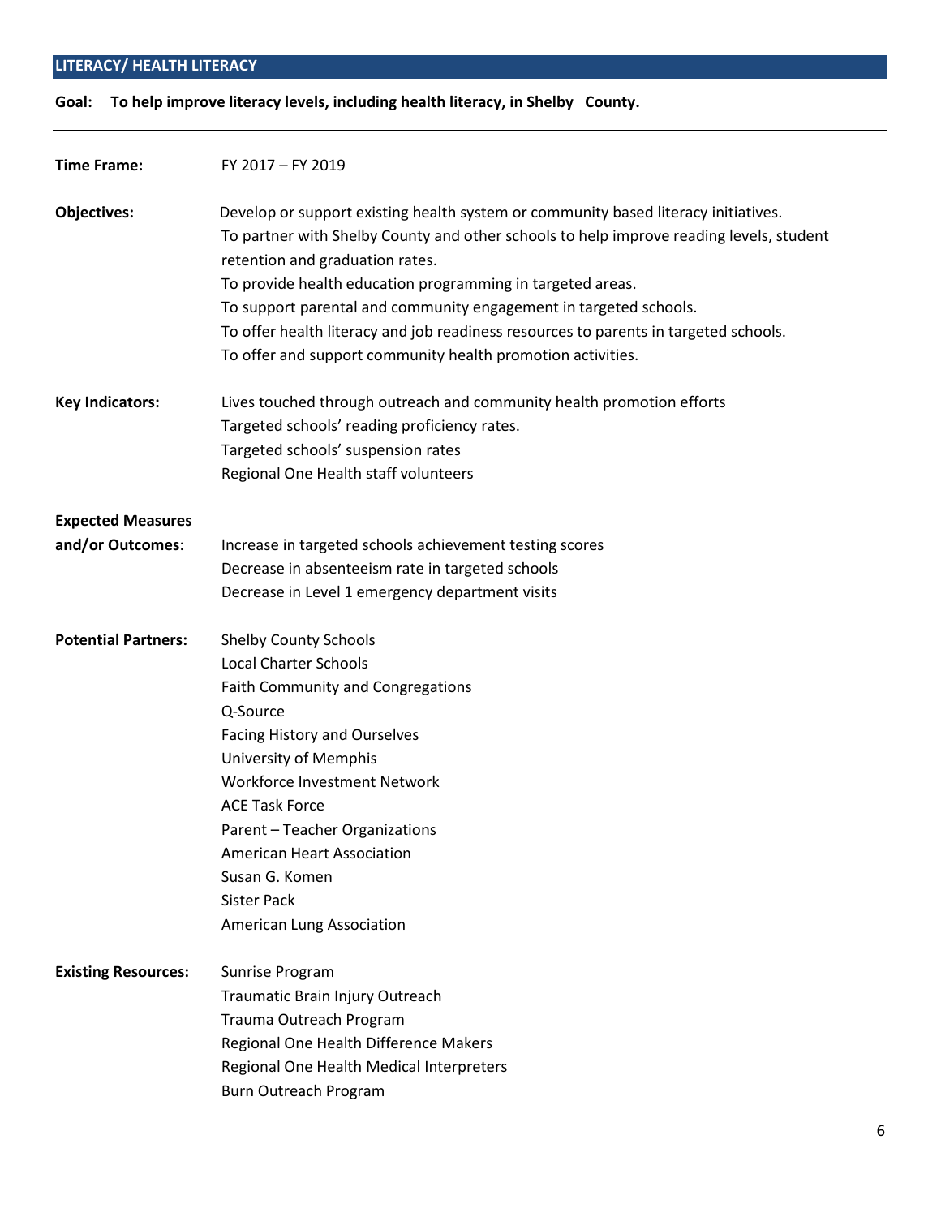## LITERACY/ HEALTH LITERACY

**Goal: To help improve literacy levels, including health literacy, in Shelby County.**

---

**Time Frame:** FY 2017 – FY 2019

**Objectives:**

- Develop or support existing health system or community based literacy initiatives.
- To partner with Shelby County and other schools to help improve reading levels, student retention and graduation rates.
- To provide health education programming in targeted areas.
- To support parental and community engagement in targeted schools.
- To offer health literacy and job readiness resources to parents in targeted schools.
- To offer and support community health promotion activities.

**Key Indicators:**

- Lives touched through outreach and community health promotion efforts
- Targeted schools' reading proficiency rates.
- Targeted schools' suspension rates
- Regional One Health staff volunteers

**Expected Measures and/or Outcomes:**

- Increase in targeted schools achievement testing scores
- Decrease in absenteeism rate in targeted schools
- Decrease in Level 1 emergency department visits

**Potential Partners:**

- Shelby County Schools
- Local Charter Schools
- Faith Community and Congregations
- Q-Source
- Facing History and Ourselves
- University of Memphis
- Workforce Investment Network
- ACE Task Force
- Parent – Teacher Organizations
- American Heart Association
- Susan G. Komen
- Sister Pack
- American Lung Association

**Existing Resources:**

- Sunrise Program
- Traumatic Brain Injury Outreach
- Trauma Outreach Program
- Regional One Health Difference Makers
- Regional One Health Medical Interpreters
- Burn Outreach Program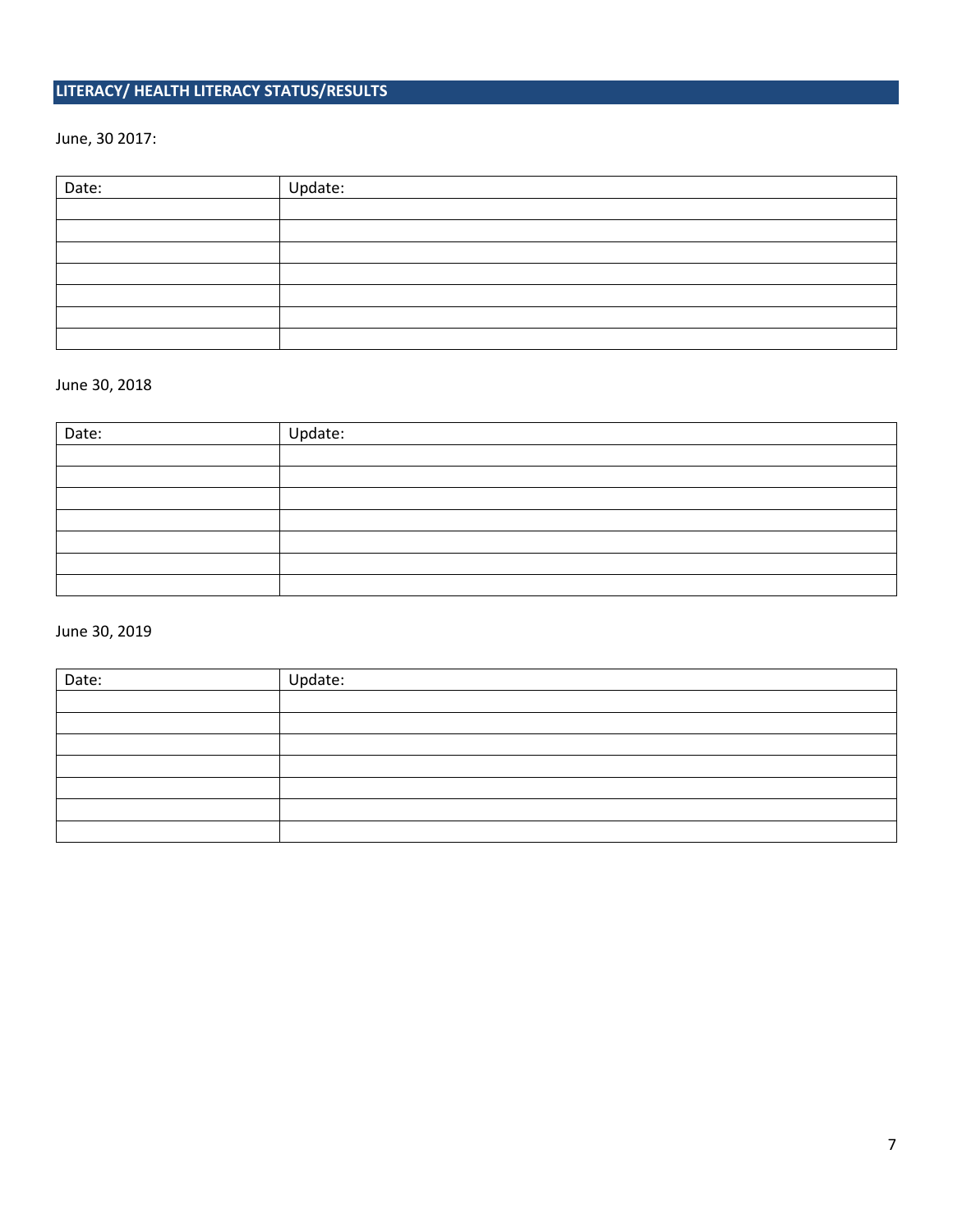## LITERACY/ HEALTH LITERACY STATUS/RESULTS

June, 30 2017:

| Date: | Update: |
|---|---|
| | |
| | |
| | |
| | |
| | |
| | |
| | |

June 30, 2018

| Date: | Update: |
|---|---|
| | |
| | |
| | |
| | |
| | |
| | |
| | |

June 30, 2019

| Date: | Update: |
|---|---|
| | |
| | |
| | |
| | |
| | |
| | |
| | |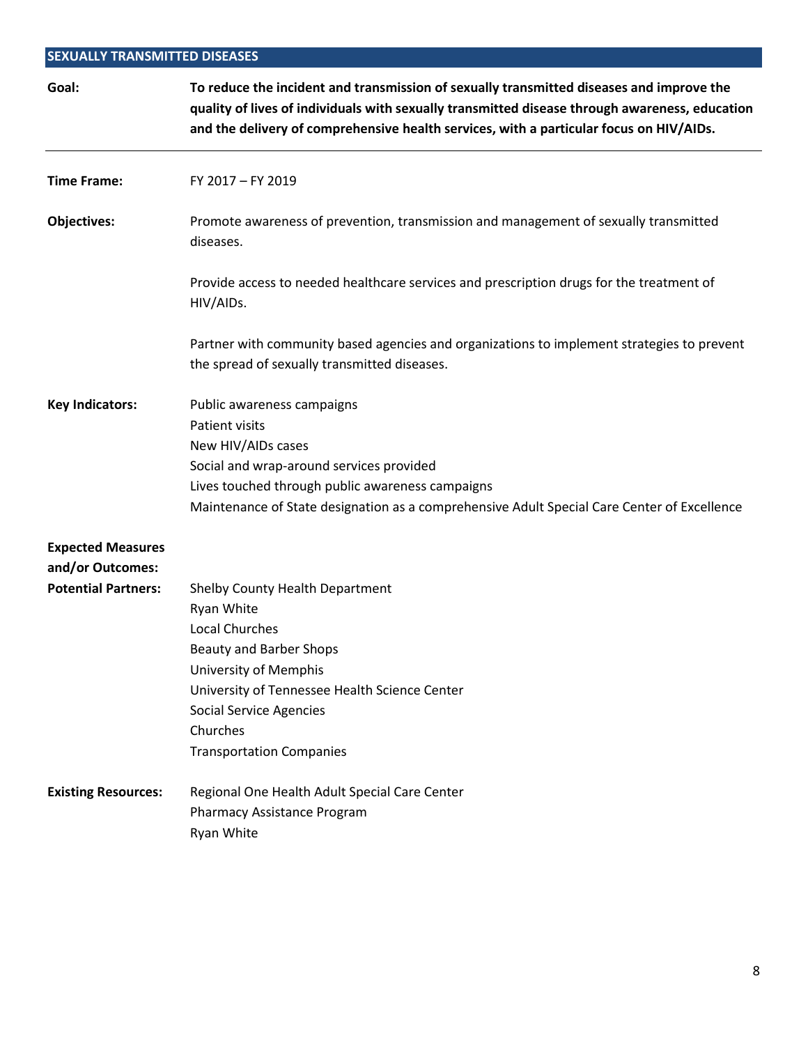## SEXUALLY TRANSMITTED DISEASES

**Goal:** **To reduce the incident and transmission of sexually transmitted diseases and improve the quality of lives of individuals with sexually transmitted disease through awareness, education and the delivery of comprehensive health services, with a particular focus on HIV/AIDs.**

---

**Time Frame:** FY 2017 – FY 2019

**Objectives:**

Promote awareness of prevention, transmission and management of sexually transmitted diseases.

Provide access to needed healthcare services and prescription drugs for the treatment of HIV/AIDs.

Partner with community based agencies and organizations to implement strategies to prevent the spread of sexually transmitted diseases.

**Key Indicators:**

Public awareness campaigns
Patient visits
New HIV/AIDs cases
Social and wrap-around services provided
Lives touched through public awareness campaigns
Maintenance of State designation as a comprehensive Adult Special Care Center of Excellence

**Expected Measures and/or Outcomes:**

**Potential Partners:**

Shelby County Health Department
Ryan White
Local Churches
Beauty and Barber Shops
University of Memphis
University of Tennessee Health Science Center
Social Service Agencies
Churches
Transportation Companies

**Existing Resources:**

Regional One Health Adult Special Care Center
Pharmacy Assistance Program
Ryan White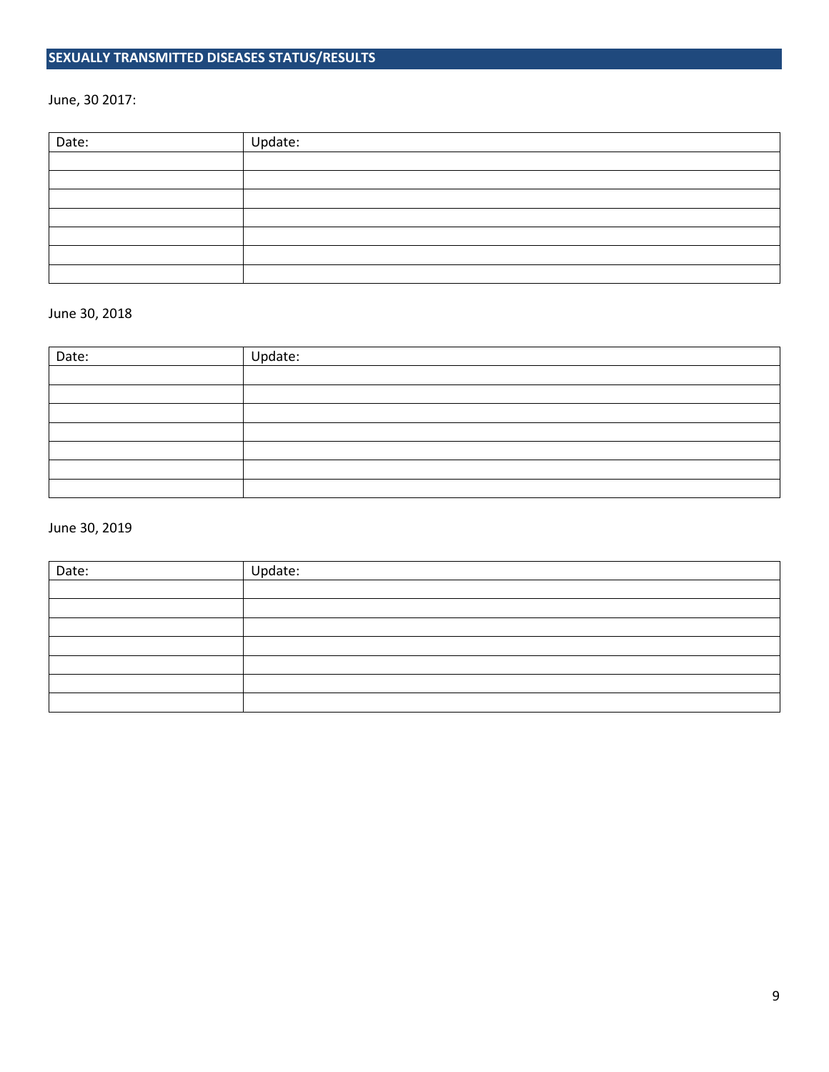## SEXUALLY TRANSMITTED DISEASES STATUS/RESULTS

June, 30 2017:

| Date: | Update: |
|---|---|
| | |
| | |
| | |
| | |
| | |
| | |
| | |

June 30, 2018

| Date: | Update: |
|---|---|
| | |
| | |
| | |
| | |
| | |
| | |
| | |

June 30, 2019

| Date: | Update: |
|---|---|
| | |
| | |
| | |
| | |
| | |
| | |
| | |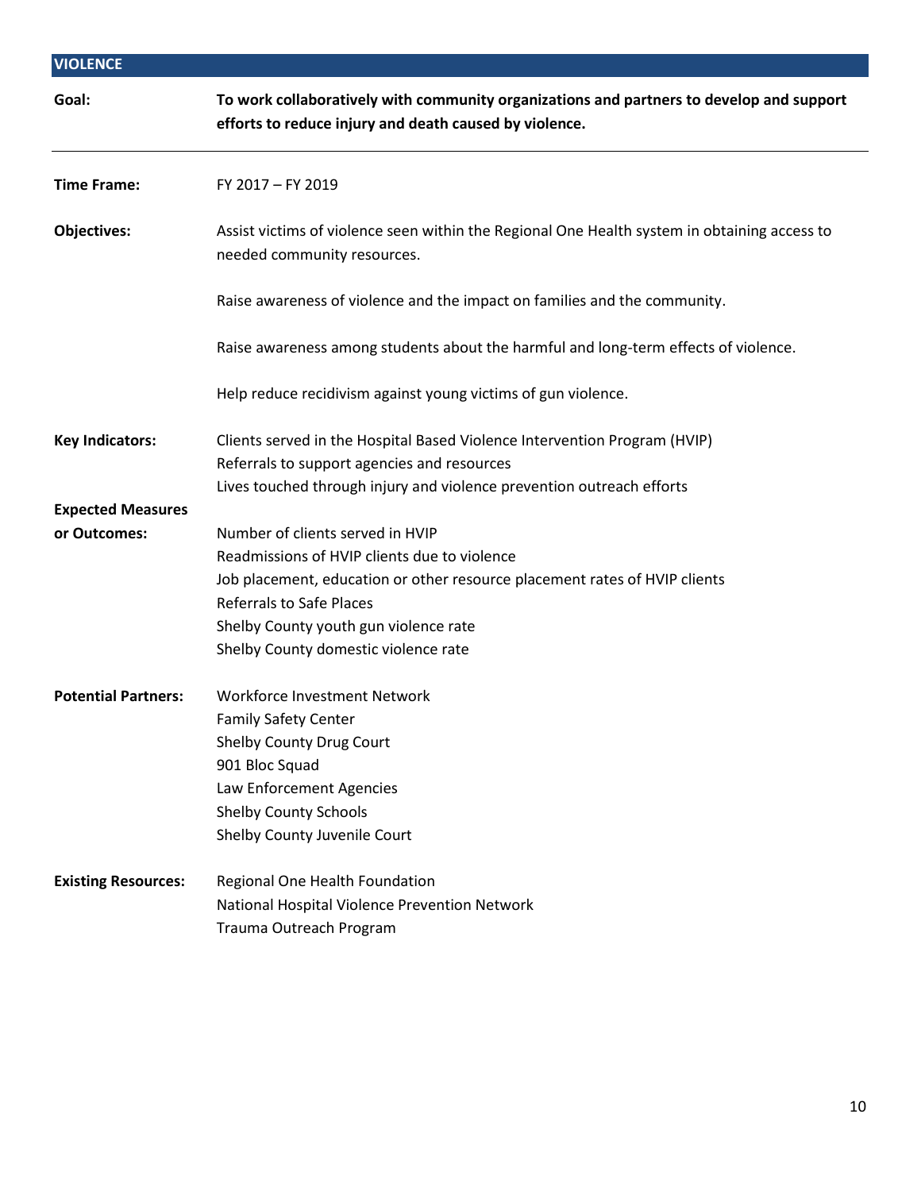## VIOLENCE

**Goal:** **To work collaboratively with community organizations and partners to develop and support efforts to reduce injury and death caused by violence.**

---

**Time Frame:** FY 2017 – FY 2019

**Objectives:**

Assist victims of violence seen within the Regional One Health system in obtaining access to needed community resources.

Raise awareness of violence and the impact on families and the community.

Raise awareness among students about the harmful and long-term effects of violence.

Help reduce recidivism against young victims of gun violence.

**Key Indicators:**

Clients served in the Hospital Based Violence Intervention Program (HVIP)
Referrals to support agencies and resources
Lives touched through injury and violence prevention outreach efforts

**Expected Measures or Outcomes:**

Number of clients served in HVIP
Readmissions of HVIP clients due to violence
Job placement, education or other resource placement rates of HVIP clients
Referrals to Safe Places
Shelby County youth gun violence rate
Shelby County domestic violence rate

**Potential Partners:**

Workforce Investment Network
Family Safety Center
Shelby County Drug Court
901 Bloc Squad
Law Enforcement Agencies
Shelby County Schools
Shelby County Juvenile Court

**Existing Resources:**

Regional One Health Foundation
National Hospital Violence Prevention Network
Trauma Outreach Program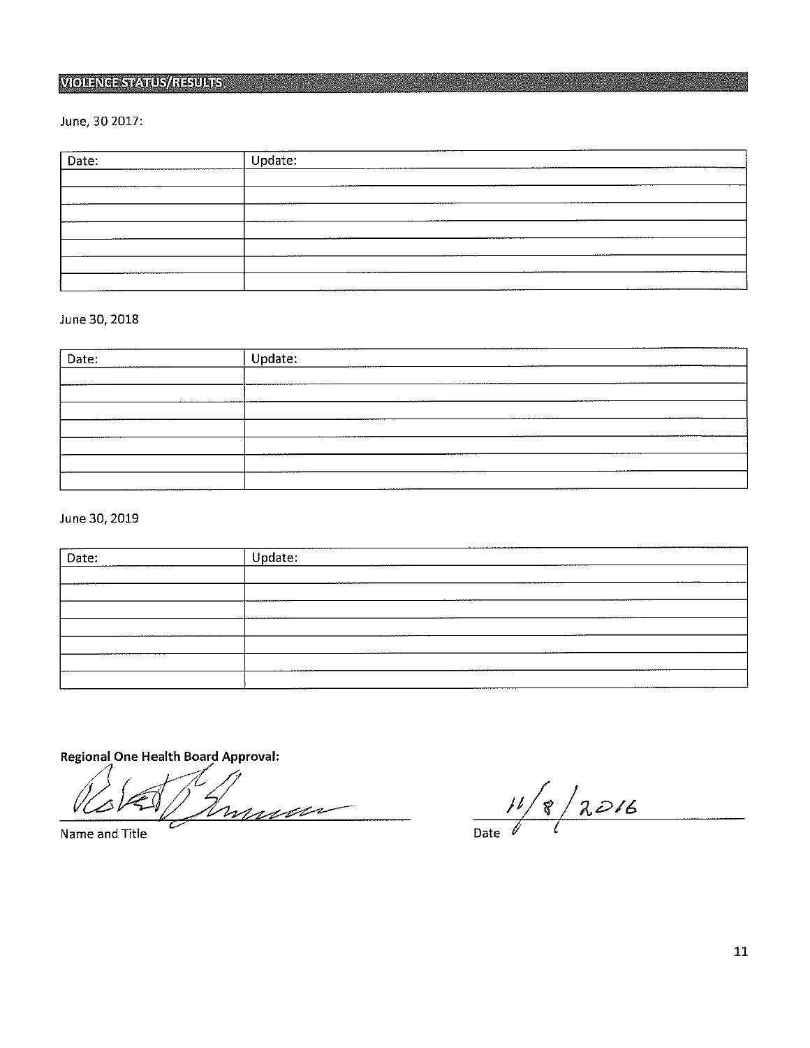## VIOLENCE STATUS/RESULTS

June, 30 2017:

| Date: | Update: |
|---|---|
| | |
| | |
| | |
| | |
| | |
| | |
| | |

June 30, 2018

| Date: | Update: |
|---|---|
| | |
| | |
| | |
| | |
| | |
| | |
| | |

June 30, 2019

| Date: | Update: |
|---|---|
| | |
| | |
| | |
| | |
| | |
| | |
| | |

**Regional One Health Board Approval:**

[Signature]

Name and Title

11/8/2016

Date